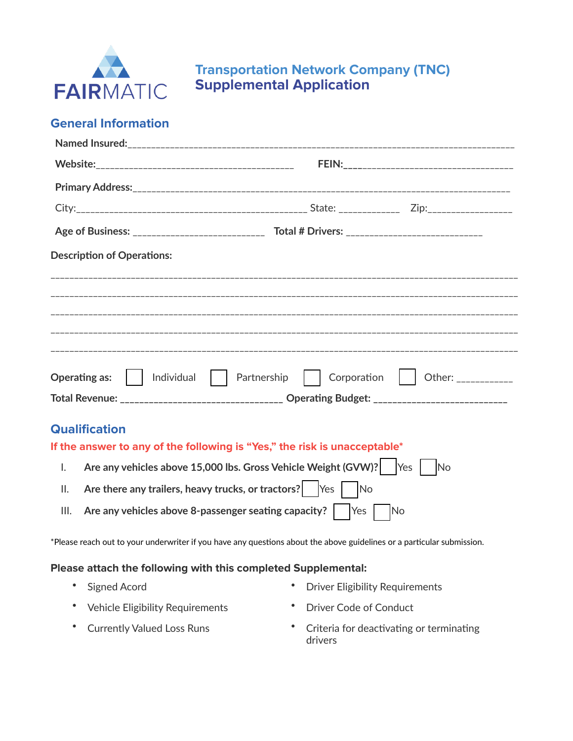FAIRMATIC

# Transportation Network Company (TNC) Supplemental Application

## General Information

Named Insured:______________________________________________________________________________

Website:_______________________________________ FEIN:__________________________________

Primary Address:______________________________________________________________________________

City:_______________________________________________ State: ____________ Zip:_________________

Age of Business: __________________________ Total # Drivers: ___________________________

Description of Operations:

_____________________________________________________________________________________________

_____________________________________________________________________________________________

_____________________________________________________________________________________________

_____________________________________________________________________________________________

_____________________________________________________________________________________________

Operating as: ☐ Individual ☐ Partnership ☐ Corporation ☐ Other: ___________

Total Revenue: _______________________________ Operating Budget: __________________________

## Qualification

**If the answer to any of the following is "Yes," the risk is unacceptable***

I. **Are any vehicles above 15,000 lbs. Gross Vehicle Weight (GVW)?** ☐ Yes ☐ No

II. **Are there any trailers, heavy trucks, or tractors?** ☐ Yes ☐ No

III. **Are any vehicles above 8-passenger seating capacity?** ☐ Yes ☐ No

*Please reach out to your underwriter if you have any questions about the above guidelines or a particular submission.

### Please attach the following with this completed Supplemental:

- Signed Acord
- Vehicle Eligibility Requirements
- Currently Valued Loss Runs
- Driver Eligibility Requirements
- Driver Code of Conduct
- Criteria for deactivating or terminating drivers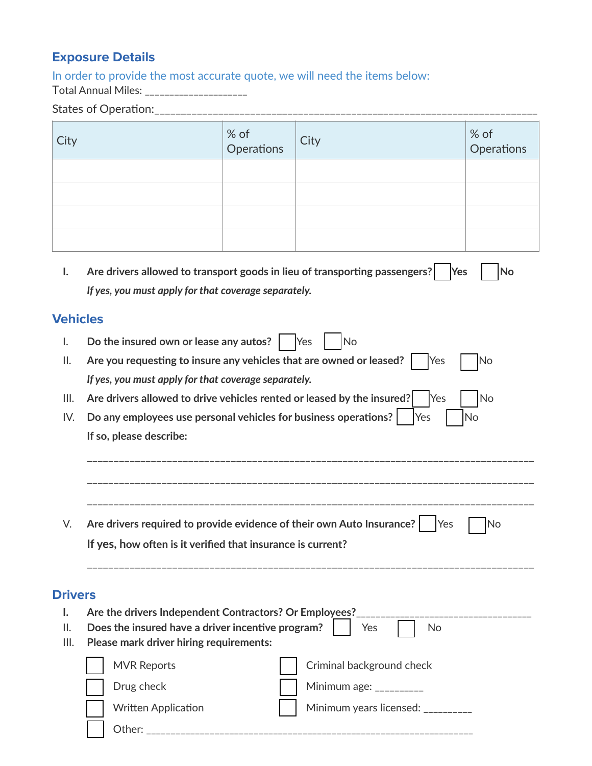## Exposure Details

In order to provide the most accurate quote, we will need the items below:

Total Annual Miles: ___________________

States of Operation:_____________________________________________________________________

| City | % of Operations | City | % of Operations |
|---|---|---|---|
| | | | |
| | | | |
| | | | |
| | | | |

**I. Are drivers allowed to transport goods in lieu of transporting passengers?** ☐ **Yes** ☐ **No**

***If yes, you must apply for that coverage separately.***

## Vehicles

I. **Do the insured own or lease any autos?** ☐ Yes ☐ No

II. **Are you requesting to insure any vehicles that are owned or leased?** ☐ Yes ☐ No

***If yes, you must apply for that coverage separately.***

III. **Are drivers allowed to drive vehicles rented or leased by the insured?** ☐ Yes ☐ No

IV. **Do any employees use personal vehicles for business operations?** ☐ Yes ☐ No

**If so, please describe:**

_______________________________________________________________________________

_______________________________________________________________________________

_______________________________________________________________________________

V. **Are drivers required to provide evidence of their own Auto Insurance?** ☐ Yes ☐ No

**If yes, how often is it verified that insurance is current?**

_______________________________________________________________________________

## Drivers

**I. Are the drivers Independent Contractors? Or Employees?**________________________________

II. **Does the insured have a driver incentive program?** ☐ Yes ☐ No

III. **Please mark driver hiring requirements:**

☐ MVR Reports

☐ Drug check

☐ Written Application

☐ Other: ____________________________________________________________

☐ Criminal background check

☐ Minimum age: _________

☐ Minimum years licensed: _________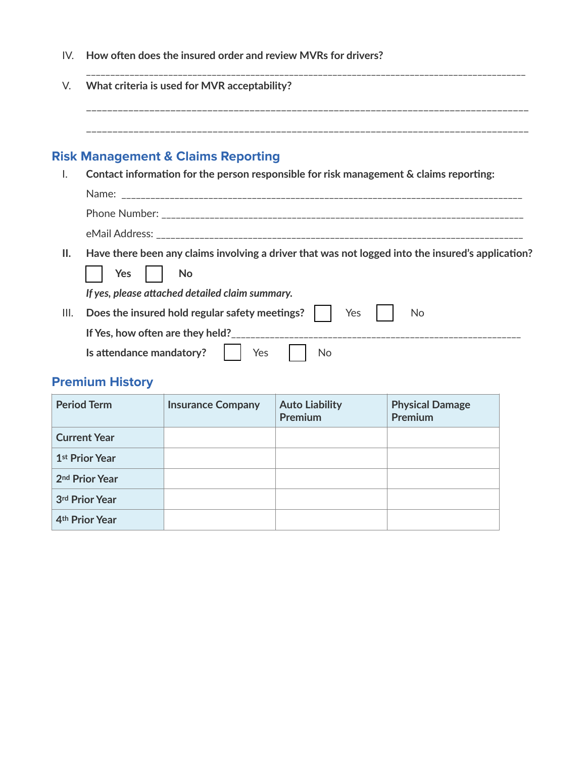IV. **How often does the insured order and review MVRs for drivers?**

_______________________________________________________________________________________

V. **What criteria is used for MVR acceptability?**

_______________________________________________________________________________________

_______________________________________________________________________________________

## Risk Management & Claims Reporting

I. **Contact information for the person responsible for risk management & claims reporting:**

Name: ___________________________________________________________________________

Phone Number: ______________________________________________________________________

eMail Address: ______________________________________________________________________

**II. Have there been any claims involving a driver that was not logged into the insured's application?**

☐ **Yes** ☐ **No**

***If yes, please attached detailed claim summary.***

III. **Does the insured hold regular safety meetings?** ☐ Yes ☐ No

**If Yes, how often are they held?**___________________________________________________________

**Is attendance mandatory?** ☐ Yes ☐ No

## Premium History

| Period Term | Insurance Company | Auto Liability Premium | Physical Damage Premium |
|---|---|---|---|
| Current Year | | | |
| 1st Prior Year | | | |
| 2nd Prior Year | | | |
| 3rd Prior Year | | | |
| 4th Prior Year | | | |